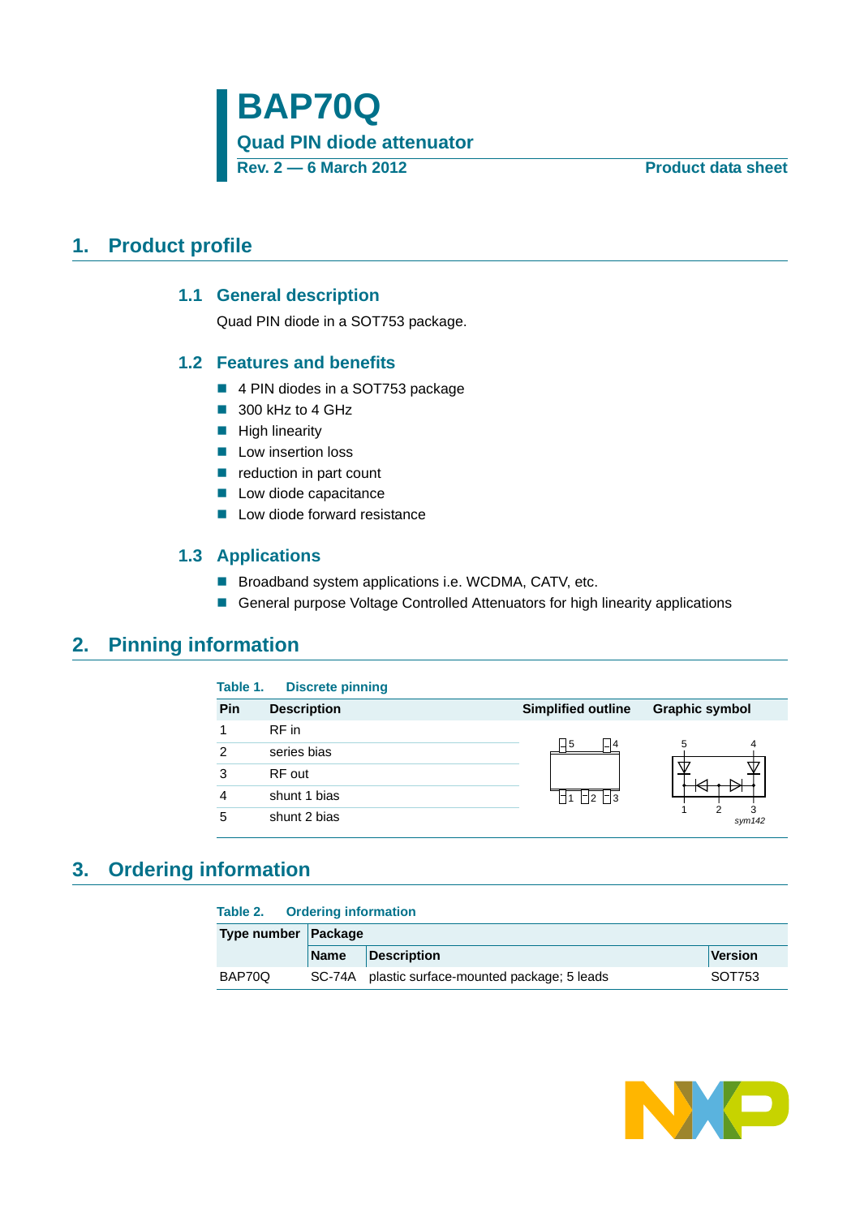# BAP70Q

## Quad PIN diode attenuator

**Rev. 2 — 6 March 2012** **Product data sheet**

## 1. Product profile

### 1.1 General description

Quad PIN diode in a SOT753 package.

### 1.2 Features and benefits

- 4 PIN diodes in a SOT753 package
- 300 kHz to 4 GHz
- High linearity
- Low insertion loss
- reduction in part count
- Low diode capacitance
- Low diode forward resistance

### 1.3 Applications

- Broadband system applications i.e. WCDMA, CATV, etc.
- General purpose Voltage Controlled Attenuators for high linearity applications

## 2. Pinning information

**Table 1. Discrete pinning**

| Pin | Description | Simplified outline | Graphic symbol |
|---|---|---|---|
| 1 | RF in | | |
| 2 | series bias | | |
| 3 | RF out | | |
| 4 | shunt 1 bias | | |
| 5 | shunt 2 bias | | |

## 3. Ordering information

**Table 2. Ordering information**

| Type number | Package | | |
|---|---|---|---|
| | Name | Description | Version |
| BAP70Q | SC-74A | plastic surface-mounted package; 5 leads | SOT753 |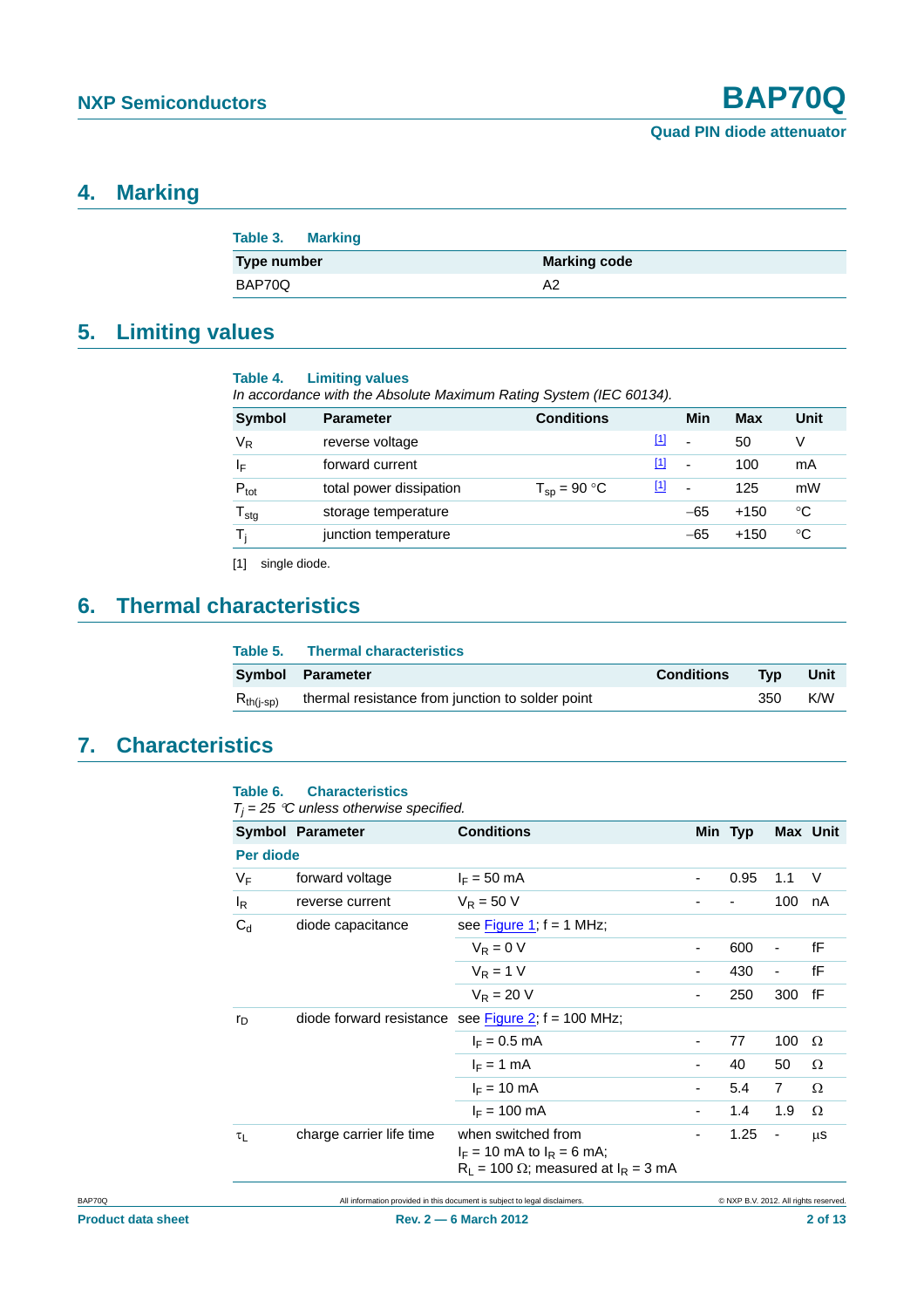## 4. Marking

**Table 3. Marking**

| Type number | Marking code |
|---|---|
| BAP70Q | A2 |

## 5. Limiting values

**Table 4. Limiting values**

*In accordance with the Absolute Maximum Rating System (IEC 60134).*

| Symbol | Parameter | Conditions | | Min | Max | Unit |
|---|---|---|---|---|---|---|
| $V_R$ | reverse voltage | | [1] | - | 50 | V |
| $I_F$ | forward current | | [1] | - | 100 | mA |
| $P_{tot}$ | total power dissipation | $T_{sp}$ = 90 °C | [1] | - | 125 | mW |
| $T_{stg}$ | storage temperature | | | −65 | +150 | °C |
| $T_j$ | junction temperature | | | −65 | +150 | °C |

[1] single diode.

## 6. Thermal characteristics

**Table 5. Thermal characteristics**

| Symbol | Parameter | Conditions | Typ | Unit |
|---|---|---|---|---|
| $R_{th(j-sp)}$ | thermal resistance from junction to solder point | | 350 | K/W |

## 7. Characteristics

**Table 6. Characteristics**

*$T_j$ = 25 °C unless otherwise specified.*

| Symbol | Parameter | Conditions | Min | Typ | Max | Unit |
|---|---|---|---|---|---|---|
| **Per diode** | | | | | | |
| $V_F$ | forward voltage | $I_F$ = 50 mA | - | 0.95 | 1.1 | V |
| $I_R$ | reverse current | $V_R$ = 50 V | - | - | 100 | nA |
| $C_d$ | diode capacitance | see Figure 1; f = 1 MHz; | | | | |
| | | $V_R$ = 0 V | - | 600 | - | fF |
| | | $V_R$ = 1 V | - | 430 | - | fF |
| | | $V_R$ = 20 V | - | 250 | 300 | fF |
| $r_D$ | diode forward resistance | see Figure 2; f = 100 MHz; | | | | |
| | | $I_F$ = 0.5 mA | - | 77 | 100 | Ω |
| | | $I_F$ = 1 mA | - | 40 | 50 | Ω |
| | | $I_F$ = 10 mA | - | 5.4 | 7 | Ω |
| | | $I_F$ = 100 mA | - | 1.4 | 1.9 | Ω |
| $\tau_L$ | charge carrier life time | when switched from $I_F$ = 10 mA to $I_R$ = 6 mA; $R_L$ = 100 Ω; measured at $I_R$ = 3 mA | - | 1.25 | - | μs |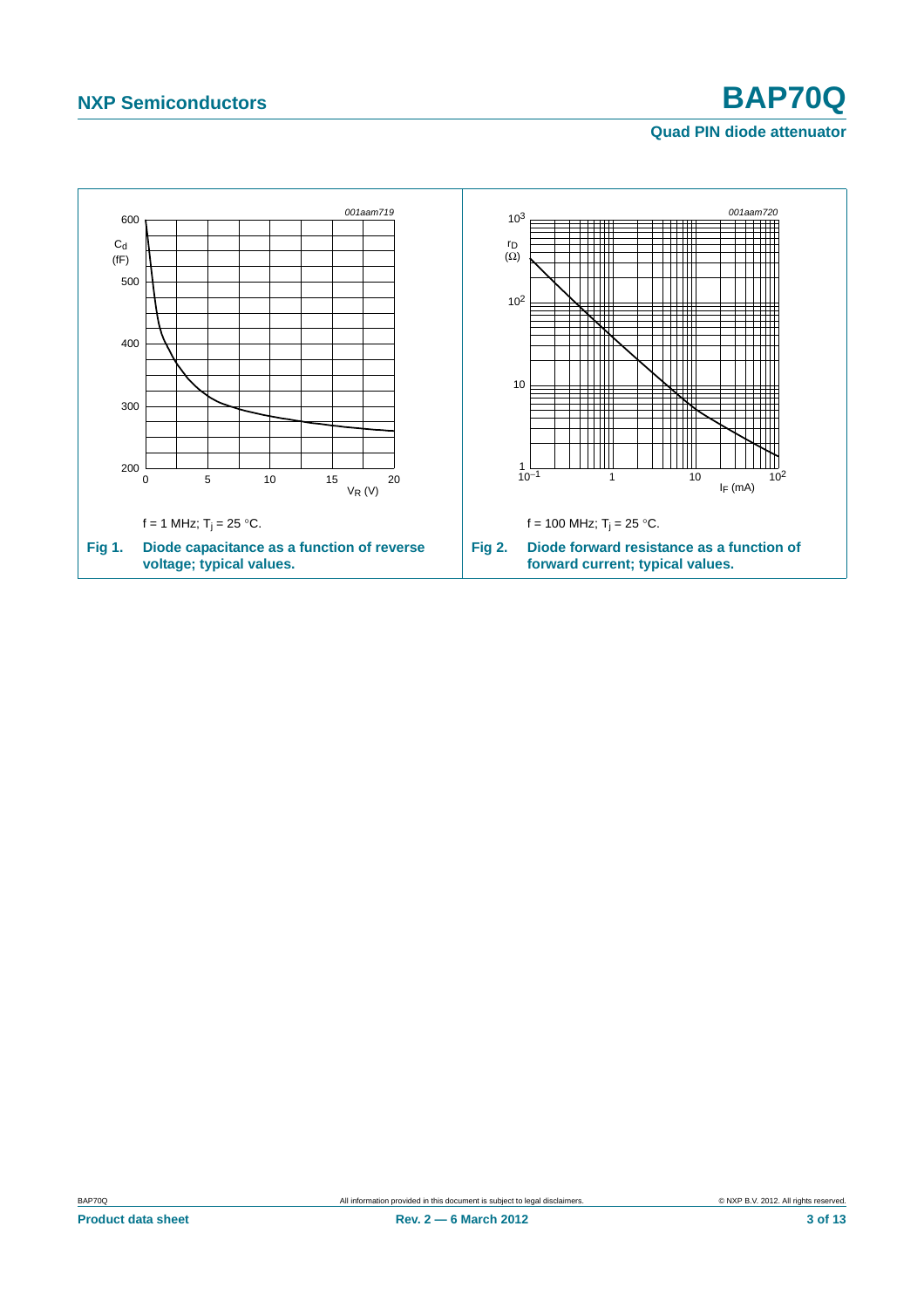001aam719

$C_d$ (fF)

$V_R$ (V)

f = 1 MHz; $T_j$ = 25 °C.

**Fig 1. Diode capacitance as a function of reverse voltage; typical values.**

001aam720

$r_D$ (Ω)

$I_F$ (mA)

f = 100 MHz; $T_j$ = 25 °C.

**Fig 2. Diode forward resistance as a function of forward current; typical values.**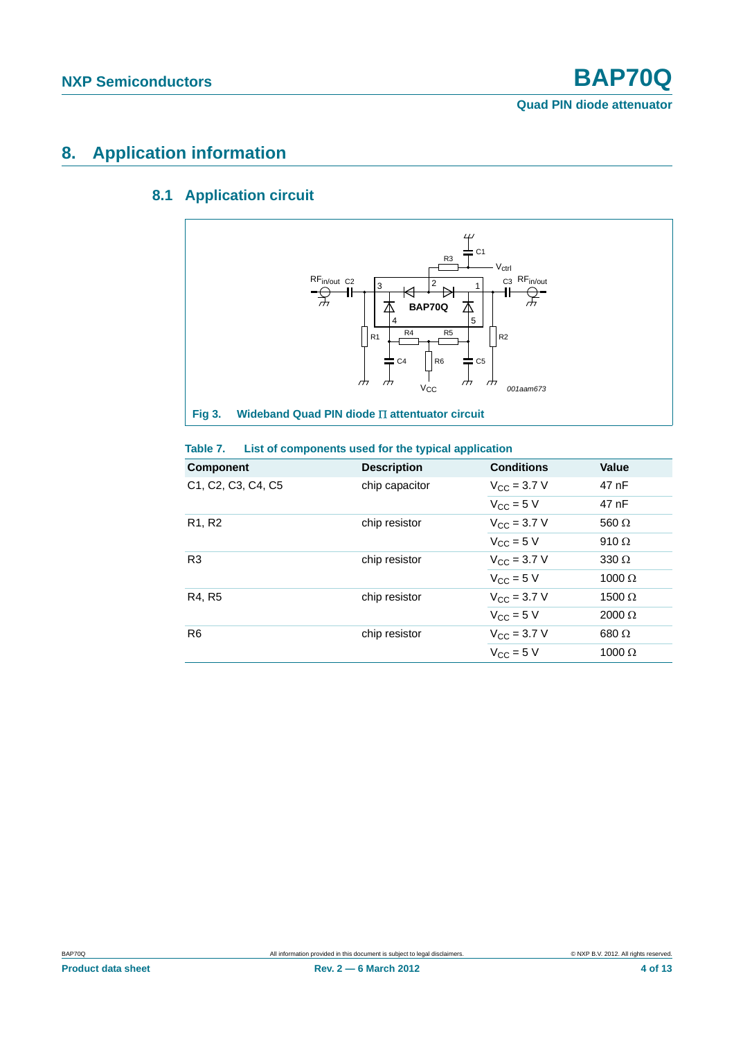# 8. Application information

## 8.1 Application circuit

**Fig 3. Wideband Quad PIN diode Π attentuator circuit**

**Table 7. List of components used for the typical application**

| Component | Description | Conditions | Value |
|---|---|---|---|
| C1, C2, C3, C4, C5 | chip capacitor | $V_{CC}$ = 3.7 V | 47 nF |
| | | $V_{CC}$ = 5 V | 47 nF |
| R1, R2 | chip resistor | $V_{CC}$ = 3.7 V | 560 Ω |
| | | $V_{CC}$ = 5 V | 910 Ω |
| R3 | chip resistor | $V_{CC}$ = 3.7 V | 330 Ω |
| | | $V_{CC}$ = 5 V | 1000 Ω |
| R4, R5 | chip resistor | $V_{CC}$ = 3.7 V | 1500 Ω |
| | | $V_{CC}$ = 5 V | 2000 Ω |
| R6 | chip resistor | $V_{CC}$ = 3.7 V | 680 Ω |
| | | $V_{CC}$ = 5 V | 1000 Ω |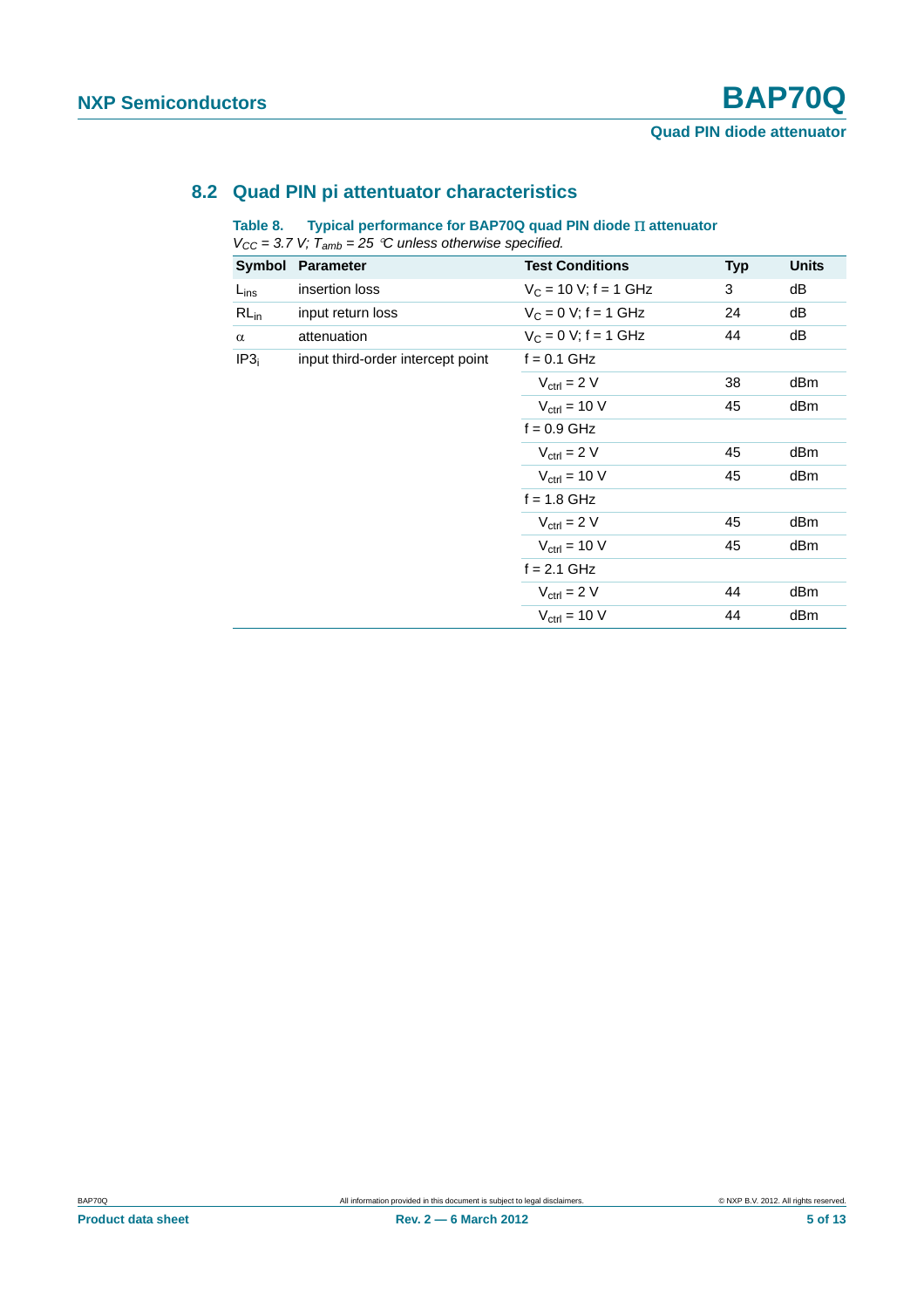## 8.2 Quad PIN pi attentuator characteristics

**Table 8. Typical performance for BAP70Q quad PIN diode Π attenuator**

*$V_{CC}$ = 3.7 V; $T_{amb}$ = 25 °C unless otherwise specified.*

| Symbol | Parameter | Test Conditions | Typ | Units |
|---|---|---|---|---|
| $L_{ins}$ | insertion loss | $V_C$ = 10 V; f = 1 GHz | 3 | dB |
| $RL_{in}$ | input return loss | $V_C$ = 0 V; f = 1 GHz | 24 | dB |
| $\alpha$ | attenuation | $V_C$ = 0 V; f = 1 GHz | 44 | dB |
| $IP3_i$ | input third-order intercept point | f = 0.1 GHz | | |
| | | $V_{ctrl}$ = 2 V | 38 | dBm |
| | | $V_{ctrl}$ = 10 V | 45 | dBm |
| | | f = 0.9 GHz | | |
| | | $V_{ctrl}$ = 2 V | 45 | dBm |
| | | $V_{ctrl}$ = 10 V | 45 | dBm |
| | | f = 1.8 GHz | | |
| | | $V_{ctrl}$ = 2 V | 45 | dBm |
| | | $V_{ctrl}$ = 10 V | 45 | dBm |
| | | f = 2.1 GHz | | |
| | | $V_{ctrl}$ = 2 V | 44 | dBm |
| | | $V_{ctrl}$ = 10 V | 44 | dBm |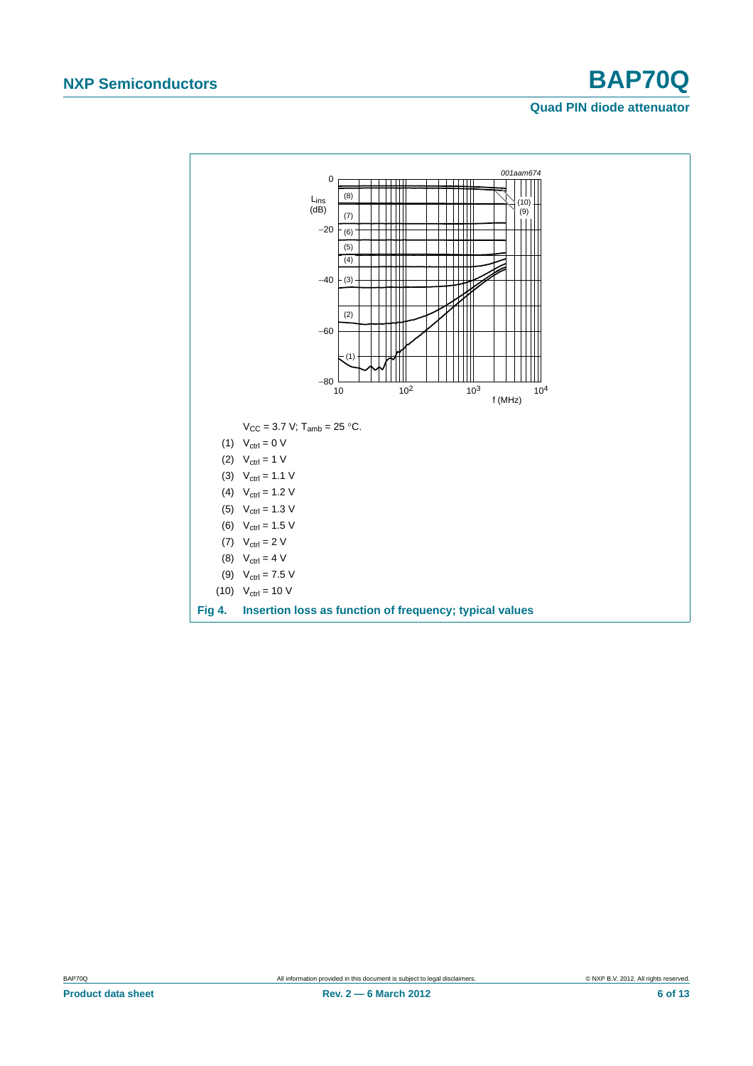$V_{CC}$ = 3.7 V; $T_{amb}$ = 25 °C.

(1) $V_{ctrl}$ = 0 V

(2) $V_{ctrl}$ = 1 V

(3) $V_{ctrl}$ = 1.1 V

(4) $V_{ctrl}$ = 1.2 V

(5) $V_{ctrl}$ = 1.3 V

(6) $V_{ctrl}$ = 1.5 V

(7) $V_{ctrl}$ = 2 V

(8) $V_{ctrl}$ = 4 V

(9) $V_{ctrl}$ = 7.5 V

(10) $V_{ctrl}$ = 10 V

**Fig 4. Insertion loss as function of frequency; typical values**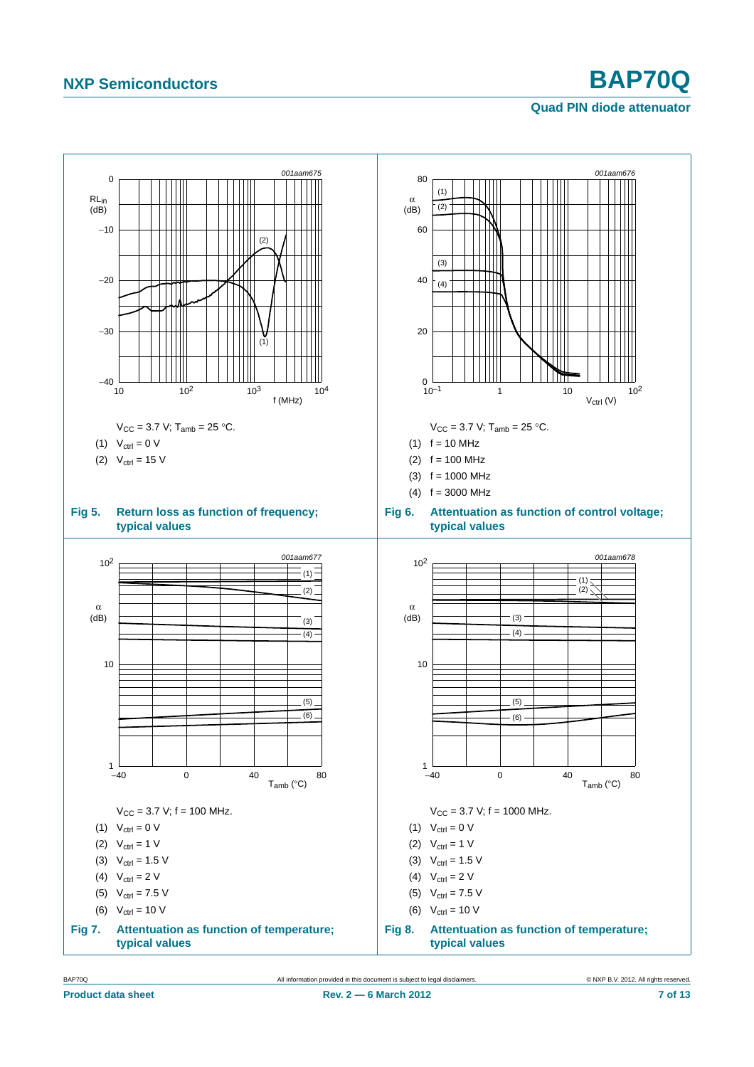$V_{CC}$ = 3.7 V; $T_{amb}$ = 25 °C.

(1) $V_{ctrl}$ = 0 V

(2) $V_{ctrl}$ = 15 V

**Fig 5. Return loss as function of frequency; typical values**

$V_{CC}$ = 3.7 V; $T_{amb}$ = 25 °C.

(1) f = 10 MHz

(2) f = 100 MHz

(3) f = 1000 MHz

(4) f = 3000 MHz

**Fig 6. Attenuation as function of control voltage; typical values**

$V_{CC}$ = 3.7 V; f = 100 MHz.

(1) $V_{ctrl}$ = 0 V

(2) $V_{ctrl}$ = 1 V

(3) $V_{ctrl}$ = 1.5 V

(4) $V_{ctrl}$ = 2 V

(5) $V_{ctrl}$ = 7.5 V

(6) $V_{ctrl}$ = 10 V

**Fig 7. Attenuation as function of temperature; typical values**

$V_{CC}$ = 3.7 V; f = 1000 MHz.

(1) $V_{ctrl}$ = 0 V

(2) $V_{ctrl}$ = 1 V

(3) $V_{ctrl}$ = 1.5 V

(4) $V_{ctrl}$ = 2 V

(5) $V_{ctrl}$ = 7.5 V

(6) $V_{ctrl}$ = 10 V

**Fig 8. Attenuation as function of temperature; typical values**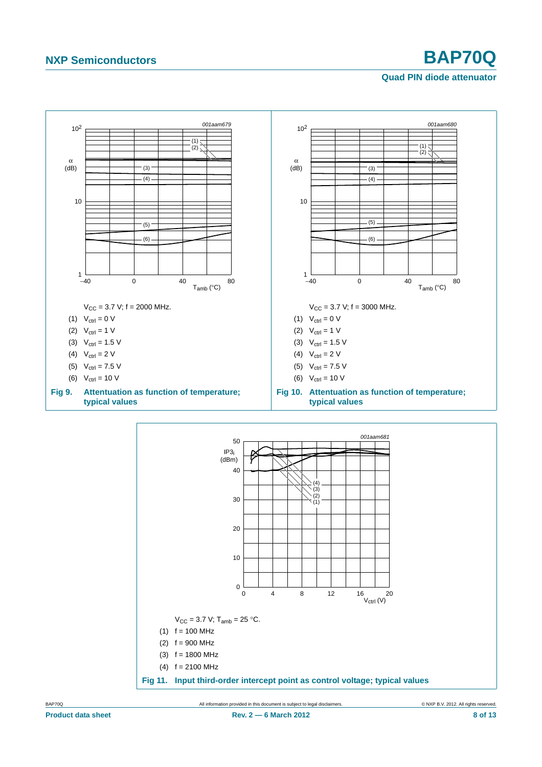$V_{CC}$ = 3.7 V; f = 2000 MHz.

(1) $V_{ctrl}$ = 0 V

(2) $V_{ctrl}$ = 1 V

(3) $V_{ctrl}$ = 1.5 V

(4) $V_{ctrl}$ = 2 V

(5) $V_{ctrl}$ = 7.5 V

(6) $V_{ctrl}$ = 10 V

**Fig 9. Attenuation as function of temperature; typical values**

$V_{CC}$ = 3.7 V; f = 3000 MHz.

(1) $V_{ctrl}$ = 0 V

(2) $V_{ctrl}$ = 1 V

(3) $V_{ctrl}$ = 1.5 V

(4) $V_{ctrl}$ = 2 V

(5) $V_{ctrl}$ = 7.5 V

(6) $V_{ctrl}$ = 10 V

**Fig 10. Attenuation as function of temperature; typical values**

$V_{CC}$ = 3.7 V; $T_{amb}$ = 25 °C.

(1) f = 100 MHz

(2) f = 900 MHz

(3) f = 1800 MHz

(4) f = 2100 MHz

**Fig 11. Input third-order intercept point as control voltage; typical values**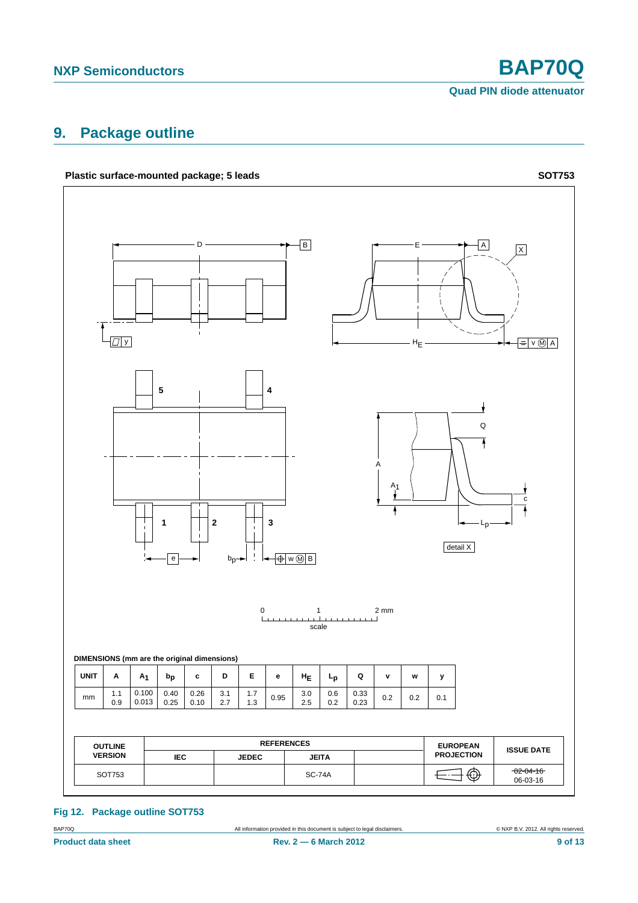## 9. Package outline

**Plastic surface-mounted package; 5 leads** **SOT753**

DIMENSIONS (mm are the original dimensions)

| UNIT | A | $A_1$ | $b_p$ | c | D | E | e | $H_E$ | $L_p$ | Q | v | w | y |
|---|---|---|---|---|---|---|---|---|---|---|---|---|---|
| mm | 1.1<br>0.9 | 0.100<br>0.013 | 0.40<br>0.25 | 0.26<br>0.10 | 3.1<br>2.7 | 1.7<br>1.3 | 0.95 | 3.0<br>2.5 | 0.6<br>0.2 | 0.33<br>0.23 | 0.2 | 0.2 | 0.1 |

| OUTLINE VERSION | REFERENCES | | | | EUROPEAN PROJECTION | ISSUE DATE |
|---|---|---|---|---|---|---|
| | IEC | JEDEC | JEITA | | | |
| SOT753 | | | SC-74A | | | ~~02-04-16~~<br>06-03-16 |

**Fig 12. Package outline SOT753**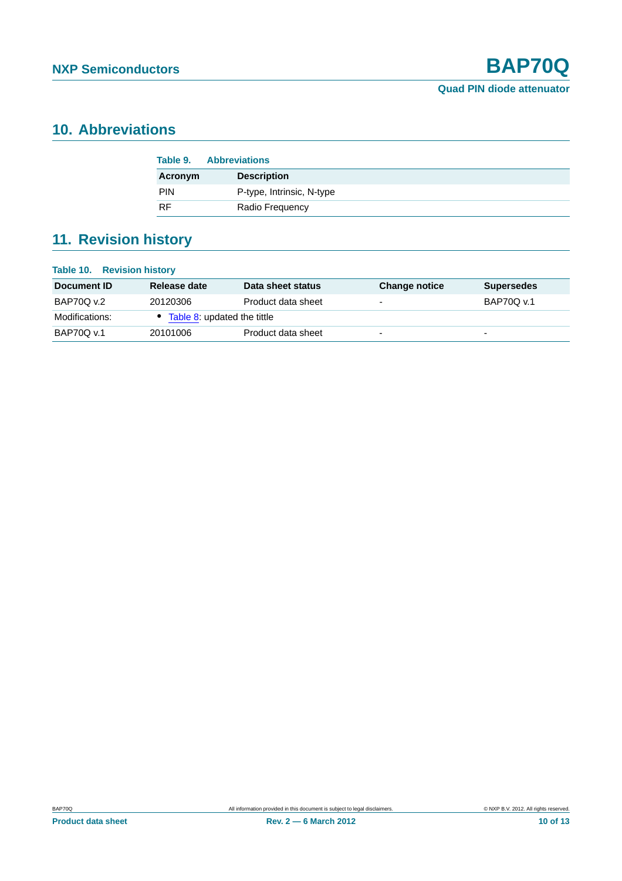## 10. Abbreviations

**Table 9. Abbreviations**

| Acronym | Description |
|---|---|
| PIN | P-type, Intrinsic, N-type |
| RF | Radio Frequency |

## 11. Revision history

**Table 10. Revision history**

| Document ID | Release date | Data sheet status | Change notice | Supersedes |
|---|---|---|---|---|
| BAP70Q v.2 | 20120306 | Product data sheet | - | BAP70Q v.1 |
| Modifications: | • Table 8: updated the tittle | | | |
| BAP70Q v.1 | 20101006 | Product data sheet | - | - |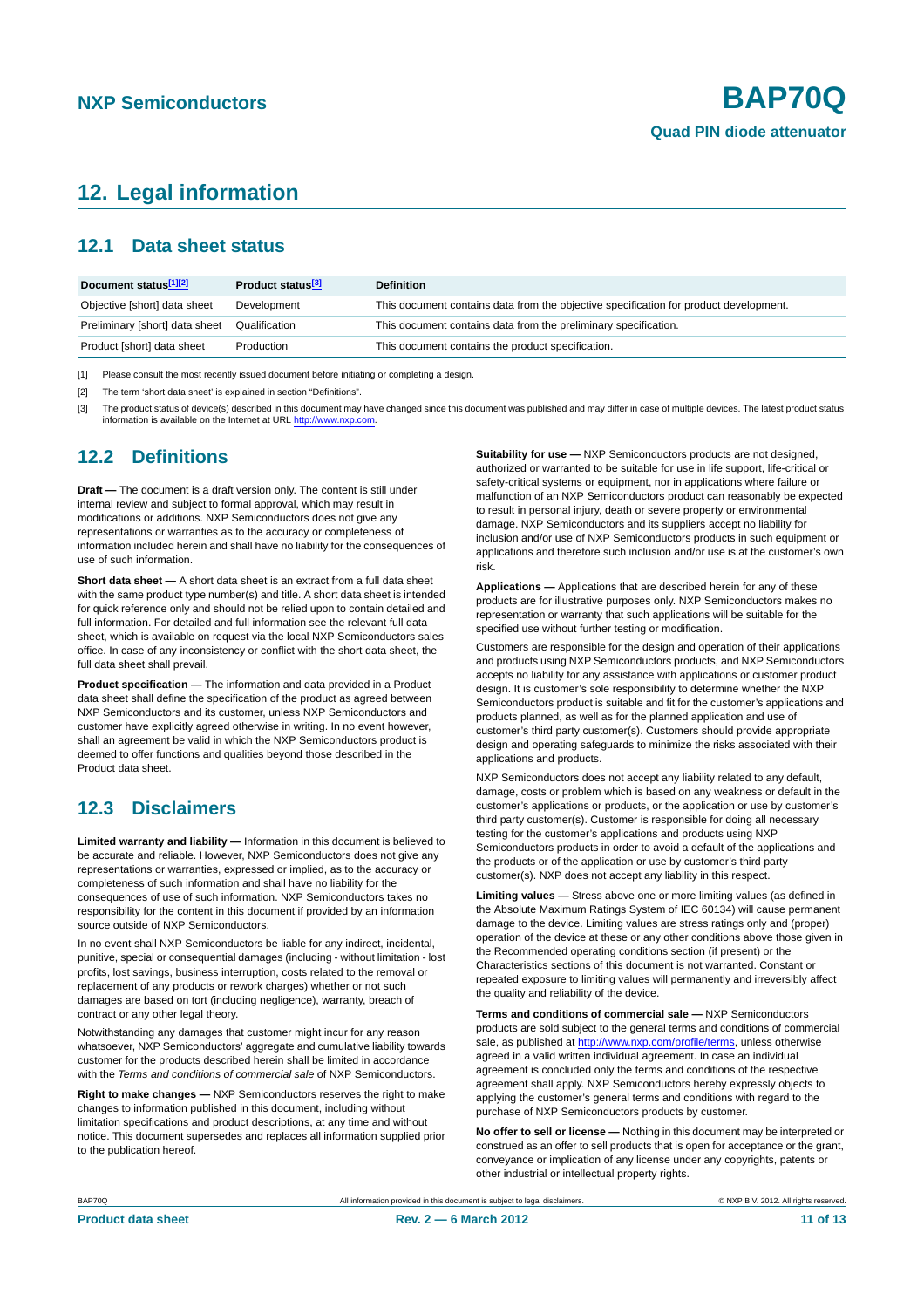# 12. Legal information

## 12.1 Data sheet status

| Document status[1][2] | Product status[3] | Definition |
|---|---|---|
| Objective [short] data sheet | Development | This document contains data from the objective specification for product development. |
| Preliminary [short] data sheet | Qualification | This document contains data from the preliminary specification. |
| Product [short] data sheet | Production | This document contains the product specification. |

[1] Please consult the most recently issued document before initiating or completing a design.

[2] The term 'short data sheet' is explained in section "Definitions".

[3] The product status of device(s) described in this document may have changed since this document was published and may differ in case of multiple devices. The latest product status information is available on the Internet at URL http://www.nxp.com.

## 12.2 Definitions

**Draft —** The document is a draft version only. The content is still under internal review and subject to formal approval, which may result in modifications or additions. NXP Semiconductors does not give any representations or warranties as to the accuracy or completeness of information included herein and shall have no liability for the consequences of use of such information.

**Short data sheet —** A short data sheet is an extract from a full data sheet with the same product type number(s) and title. A short data sheet is intended for quick reference only and should not be relied upon to contain detailed and full information. For detailed and full information see the relevant full data sheet, which is available on request via the local NXP Semiconductors sales office. In case of any inconsistency or conflict with the short data sheet, the full data sheet shall prevail.

**Product specification —** The information and data provided in a Product data sheet shall define the specification of the product as agreed between NXP Semiconductors and its customer, unless NXP Semiconductors and customer have explicitly agreed otherwise in writing. In no event however, shall an agreement be valid in which the NXP Semiconductors product is deemed to offer functions and qualities beyond those described in the Product data sheet.

## 12.3 Disclaimers

**Limited warranty and liability —** Information in this document is believed to be accurate and reliable. However, NXP Semiconductors does not give any representations or warranties, expressed or implied, as to the accuracy or completeness of such information and shall have no liability for the consequences of use of such information. NXP Semiconductors takes no responsibility for the content in this document if provided by an information source outside of NXP Semiconductors.

In no event shall NXP Semiconductors be liable for any indirect, incidental, punitive, special or consequential damages (including - without limitation - lost profits, lost savings, business interruption, costs related to the removal or replacement of any products or rework charges) whether or not such damages are based on tort (including negligence), warranty, breach of contract or any other legal theory.

Notwithstanding any damages that customer might incur for any reason whatsoever, NXP Semiconductors' aggregate and cumulative liability towards customer for the products described herein shall be limited in accordance with the *Terms and conditions of commercial sale* of NXP Semiconductors.

**Right to make changes —** NXP Semiconductors reserves the right to make changes to information published in this document, including without limitation specifications and product descriptions, at any time and without notice. This document supersedes and replaces all information supplied prior to the publication hereof.

**Suitability for use —** NXP Semiconductors products are not designed, authorized or warranted to be suitable for use in life support, life-critical or safety-critical systems or equipment, nor in applications where failure or malfunction of an NXP Semiconductors product can reasonably be expected to result in personal injury, death or severe property or environmental damage. NXP Semiconductors and its suppliers accept no liability for inclusion and/or use of NXP Semiconductors products in such equipment or applications and therefore such inclusion and/or use is at the customer's own risk.

**Applications —** Applications that are described herein for any of these products are for illustrative purposes only. NXP Semiconductors makes no representation or warranty that such applications will be suitable for the specified use without further testing or modification.

Customers are responsible for the design and operation of their applications and products using NXP Semiconductors products, and NXP Semiconductors accepts no liability for any assistance with applications or customer product design. It is customer's sole responsibility to determine whether the NXP Semiconductors product is suitable and fit for the customer's applications and products planned, as well as for the planned application and use of customer's third party customer(s). Customers should provide appropriate design and operating safeguards to minimize the risks associated with their applications and products.

NXP Semiconductors does not accept any liability related to any default, damage, costs or problem which is based on any weakness or default in the customer's applications or products, or the application or use by customer's third party customer(s). Customer is responsible for doing all necessary testing for the customer's applications and products using NXP Semiconductors products in order to avoid a default of the applications and the products or of the application or use by customer's third party customer(s). NXP does not accept any liability in this respect.

**Limiting values —** Stress above one or more limiting values (as defined in the Absolute Maximum Ratings System of IEC 60134) will cause permanent damage to the device. Limiting values are stress ratings only and (proper) operation of the device at these or any other conditions above those given in the Recommended operating conditions section (if present) or the Characteristics sections of this document is not warranted. Constant or repeated exposure to limiting values will permanently and irreversibly affect the quality and reliability of the device.

**Terms and conditions of commercial sale —** NXP Semiconductors products are sold subject to the general terms and conditions of commercial sale, as published at http://www.nxp.com/profile/terms, unless otherwise agreed in a valid written individual agreement. In case an individual agreement is concluded only the terms and conditions of the respective agreement shall apply. NXP Semiconductors hereby expressly objects to applying the customer's general terms and conditions with regard to the purchase of NXP Semiconductors products by customer.

**No offer to sell or license —** Nothing in this document may be interpreted or construed as an offer to sell products that is open for acceptance or the grant, conveyance or implication of any license under any copyrights, patents or other industrial or intellectual property rights.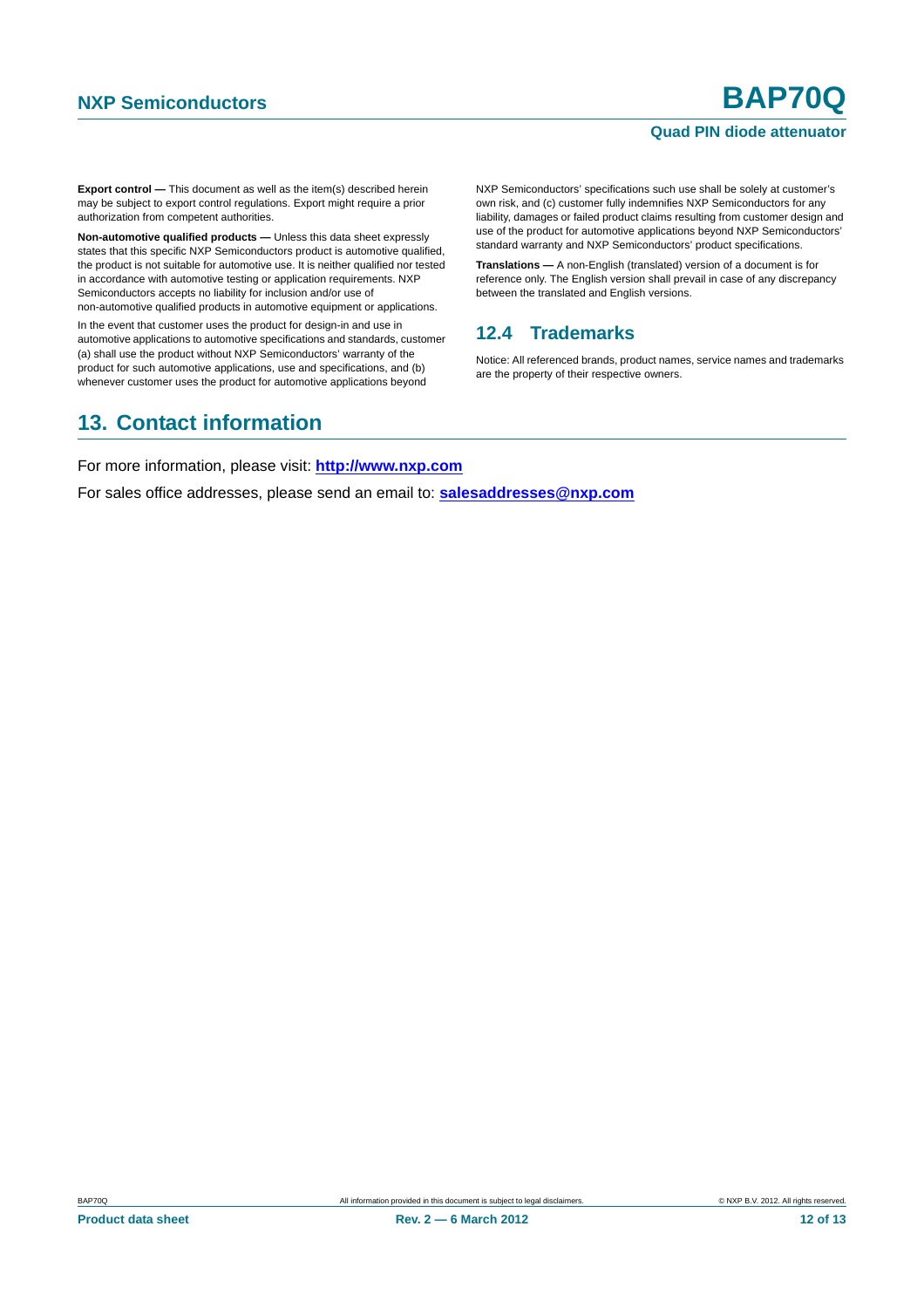**Export control —** This document as well as the item(s) described herein may be subject to export control regulations. Export might require a prior authorization from competent authorities.

**Non-automotive qualified products —** Unless this data sheet expressly states that this specific NXP Semiconductors product is automotive qualified, the product is not suitable for automotive use. It is neither qualified nor tested in accordance with automotive testing or application requirements. NXP Semiconductors accepts no liability for inclusion and/or use of non-automotive qualified products in automotive equipment or applications.

In the event that customer uses the product for design-in and use in automotive applications to automotive specifications and standards, customer (a) shall use the product without NXP Semiconductors' warranty of the product for such automotive applications, use and specifications, and (b) whenever customer uses the product for automotive applications beyond NXP Semiconductors' specifications such use shall be solely at customer's own risk, and (c) customer fully indemnifies NXP Semiconductors for any liability, damages or failed product claims resulting from customer design and use of the product for automotive applications beyond NXP Semiconductors' standard warranty and NXP Semiconductors' product specifications.

**Translations —** A non-English (translated) version of a document is for reference only. The English version shall prevail in case of any discrepancy between the translated and English versions.

### 12.4 Trademarks

Notice: All referenced brands, product names, service names and trademarks are the property of their respective owners.

## 13. Contact information

For more information, please visit: **http://www.nxp.com**

For sales office addresses, please send an email to: **salesaddresses@nxp.com**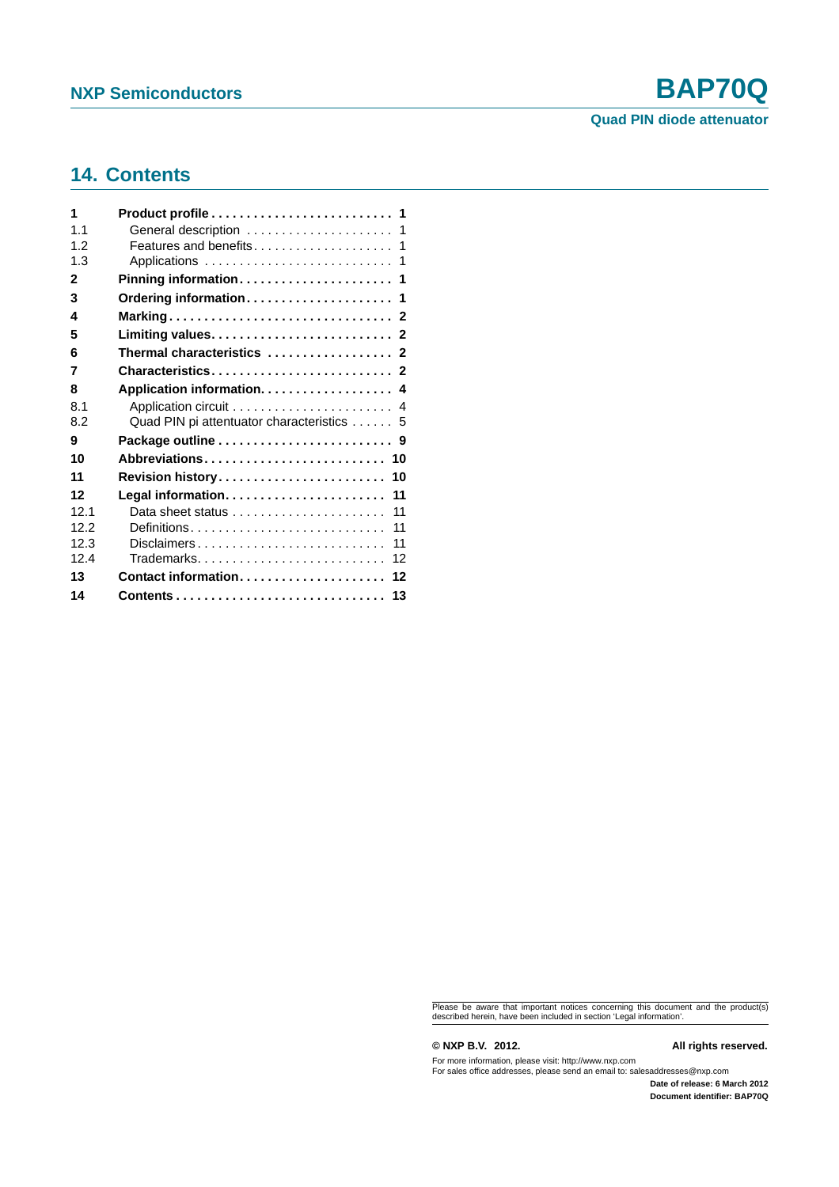## 14. Contents

| | | |
|---|---|---|
| **1** | **Product profile** | **1** |
| 1.1 | General description | 1 |
| 1.2 | Features and benefits | 1 |
| 1.3 | Applications | 1 |
| **2** | **Pinning information** | **1** |
| **3** | **Ordering information** | **1** |
| **4** | **Marking** | **2** |
| **5** | **Limiting values** | **2** |
| **6** | **Thermal characteristics** | **2** |
| **7** | **Characteristics** | **2** |
| **8** | **Application information** | **4** |
| 8.1 | Application circuit | 4 |
| 8.2 | Quad PIN pi attentuator characteristics | 5 |
| **9** | **Package outline** | **9** |
| **10** | **Abbreviations** | **10** |
| **11** | **Revision history** | **10** |
| **12** | **Legal information** | **11** |
| 12.1 | Data sheet status | 11 |
| 12.2 | Definitions | 11 |
| 12.3 | Disclaimers | 11 |
| 12.4 | Trademarks | 12 |
| **13** | **Contact information** | **12** |
| **14** | **Contents** | **13** |

Please be aware that important notices concerning this document and the product(s) described herein, have been included in section 'Legal information'.

**© NXP B.V. 2012. All rights reserved.**

For more information, please visit: http://www.nxp.com
For sales office addresses, please send an email to: salesaddresses@nxp.com

**Date of release: 6 March 2012**
**Document identifier: BAP70Q**